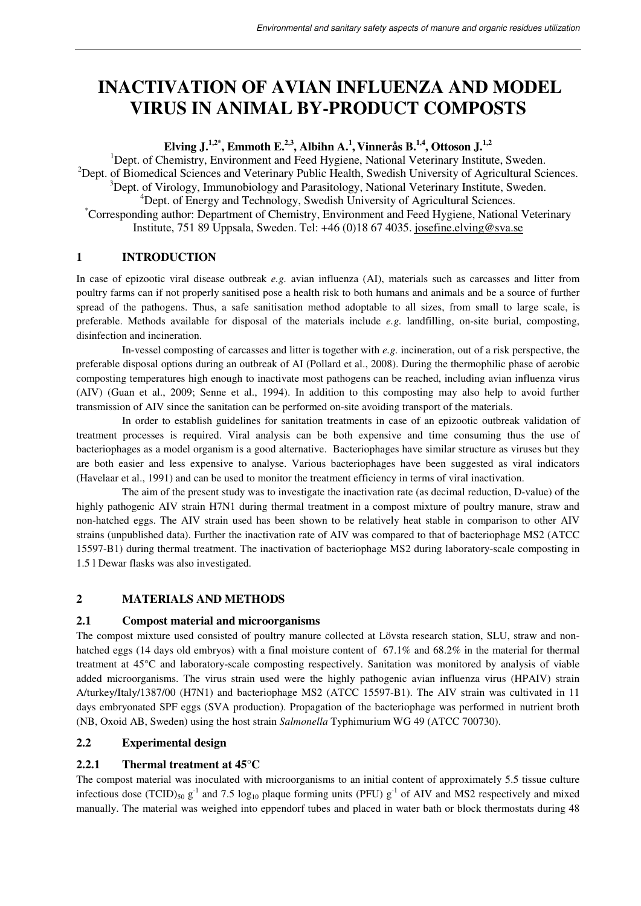# INACTIVATION OF AVIAN INFLUENZA AND MODEL VIRUS IN ANIMAL BY-PRODUCT COMPOSTS

**Elving J.[1,2*], Emmoth E.[2,3], Albihn A.[1], Vinnerås B.[1,4], Ottoson J.[1,2]**

[1]Dept. of Chemistry, Environment and Feed Hygiene, National Veterinary Institute, Sweden.
[2]Dept. of Biomedical Sciences and Veterinary Public Health, Swedish University of Agricultural Sciences.
[3]Dept. of Virology, Immunobiology and Parasitology, National Veterinary Institute, Sweden.
[4]Dept. of Energy and Technology, Swedish University of Agricultural Sciences.
[*]Corresponding author: Department of Chemistry, Environment and Feed Hygiene, National Veterinary Institute, 751 89 Uppsala, Sweden. Tel: +46 (0)18 67 4035. josefine.elving@sva.se

## 1 INTRODUCTION

In case of epizootic viral disease outbreak *e.g.* avian influenza (AI), materials such as carcasses and litter from poultry farms can if not properly sanitised pose a health risk to both humans and animals and be a source of further spread of the pathogens. Thus, a safe sanitisation method adoptable to all sizes, from small to large scale, is preferable. Methods available for disposal of the materials include *e.g.* landfilling, on-site burial, composting, disinfection and incineration.

In-vessel composting of carcasses and litter is together with *e.g.* incineration, out of a risk perspective, the preferable disposal options during an outbreak of AI (Pollard et al., 2008). During the thermophilic phase of aerobic composting temperatures high enough to inactivate most pathogens can be reached, including avian influenza virus (AIV) (Guan et al., 2009; Senne et al., 1994). In addition to this composting may also help to avoid further transmission of AIV since the sanitation can be performed on-site avoiding transport of the materials.

In order to establish guidelines for sanitation treatments in case of an epizootic outbreak validation of treatment processes is required. Viral analysis can be both expensive and time consuming thus the use of bacteriophages as a model organism is a good alternative. Bacteriophages have similar structure as viruses but they are both easier and less expensive to analyse. Various bacteriophages have been suggested as viral indicators (Havelaar et al., 1991) and can be used to monitor the treatment efficiency in terms of viral inactivation.

The aim of the present study was to investigate the inactivation rate (as decimal reduction, D-value) of the highly pathogenic AIV strain H7N1 during thermal treatment in a compost mixture of poultry manure, straw and non-hatched eggs. The AIV strain used has been shown to be relatively heat stable in comparison to other AIV strains (unpublished data). Further the inactivation rate of AIV was compared to that of bacteriophage MS2 (ATCC 15597-B1) during thermal treatment. The inactivation of bacteriophage MS2 during laboratory-scale composting in 1.5 l Dewar flasks was also investigated.

## 2 MATERIALS AND METHODS

### 2.1 Compost material and microorganisms

The compost mixture used consisted of poultry manure collected at Lövsta research station, SLU, straw and non-hatched eggs (14 days old embryos) with a final moisture content of 67.1% and 68.2% in the material for thermal treatment at 45°C and laboratory-scale composting respectively. Sanitation was monitored by analysis of viable added microorganisms. The virus strain used were the highly pathogenic avian influenza virus (HPAIV) strain A/turkey/Italy/1387/00 (H7N1) and bacteriophage MS2 (ATCC 15597-B1). The AIV strain was cultivated in 11 days embryonated SPF eggs (SVA production). Propagation of the bacteriophage was performed in nutrient broth (NB, Oxoid AB, Sweden) using the host strain *Salmonella* Typhimurium WG 49 (ATCC 700730).

### 2.2 Experimental design

#### 2.2.1 Thermal treatment at 45°C

The compost material was inoculated with microorganisms to an initial content of approximately 5.5 tissue culture infectious dose $(TCID)_{50}$ $g^{-1}$ and 7.5 $\log_{10}$ plaque forming units (PFU) $g^{-1}$ of AIV and MS2 respectively and mixed manually. The material was weighed into eppendorf tubes and placed in water bath or block thermostats during 48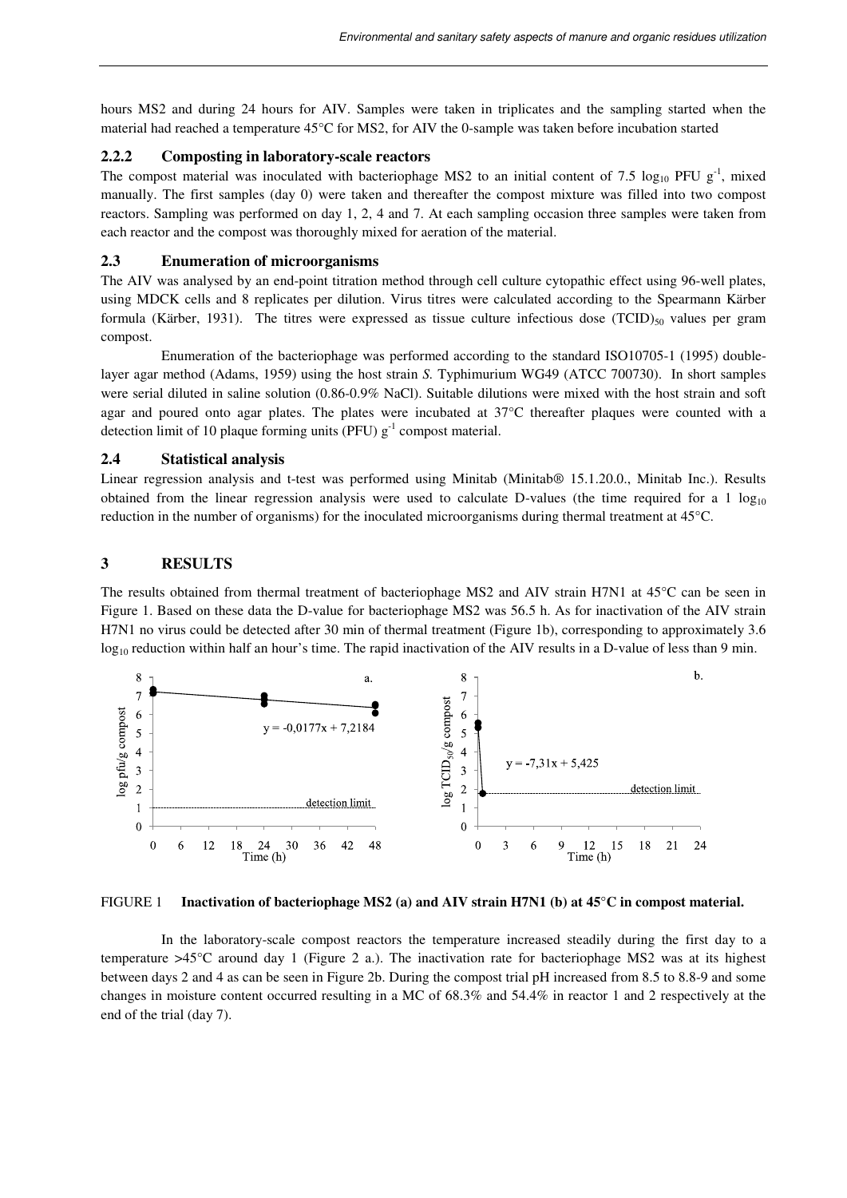hours MS2 and during 24 hours for AIV. Samples were taken in triplicates and the sampling started when the material had reached a temperature 45°C for MS2, for AIV the 0-sample was taken before incubation started

### 2.2.2 Composting in laboratory-scale reactors

The compost material was inoculated with bacteriophage MS2 to an initial content of 7.5 $\log_{10}$ PFU $g^{-1}$, mixed manually. The first samples (day 0) were taken and thereafter the compost mixture was filled into two compost reactors. Sampling was performed on day 1, 2, 4 and 7. At each sampling occasion three samples were taken from each reactor and the compost was thoroughly mixed for aeration of the material.

### 2.3 Enumeration of microorganisms

The AIV was analysed by an end-point titration method through cell culture cytopathic effect using 96-well plates, using MDCK cells and 8 replicates per dilution. Virus titres were calculated according to the Spearmann Kärber formula (Kärber, 1931). The titres were expressed as tissue culture infectious dose $(TCID)_{50}$ values per gram compost.

Enumeration of the bacteriophage was performed according to the standard ISO10705-1 (1995) double-layer agar method (Adams, 1959) using the host strain *S.* Typhimurium WG49 (ATCC 700730). In short samples were serial diluted in saline solution (0.86-0.9% NaCl). Suitable dilutions were mixed with the host strain and soft agar and poured onto agar plates. The plates were incubated at 37°C thereafter plaques were counted with a detection limit of 10 plaque forming units (PFU) $g^{-1}$ compost material.

### 2.4 Statistical analysis

Linear regression analysis and t-test was performed using Minitab (Minitab® 15.1.20.0., Minitab Inc.). Results obtained from the linear regression analysis were used to calculate D-values (the time required for a 1 $\log_{10}$ reduction in the number of organisms) for the inoculated microorganisms during thermal treatment at 45°C.

## 3 RESULTS

The results obtained from thermal treatment of bacteriophage MS2 and AIV strain H7N1 at 45°C can be seen in Figure 1. Based on these data the D-value for bacteriophage MS2 was 56.5 h. As for inactivation of the AIV strain H7N1 no virus could be detected after 30 min of thermal treatment (Figure 1b), corresponding to approximately 3.6 $\log_{10}$ reduction within half an hour's time. The rapid inactivation of the AIV results in a D-value of less than 9 min.

**FIGURE 1 Inactivation of bacteriophage MS2 (a) and AIV strain H7N1 (b) at 45°C in compost material.**

In the laboratory-scale compost reactors the temperature increased steadily during the first day to a temperature >45°C around day 1 (Figure 2 a.). The inactivation rate for bacteriophage MS2 was at its highest between days 2 and 4 as can be seen in Figure 2b. During the compost trial pH increased from 8.5 to 8.8-9 and some changes in moisture content occurred resulting in a MC of 68.3% and 54.4% in reactor 1 and 2 respectively at the end of the trial (day 7).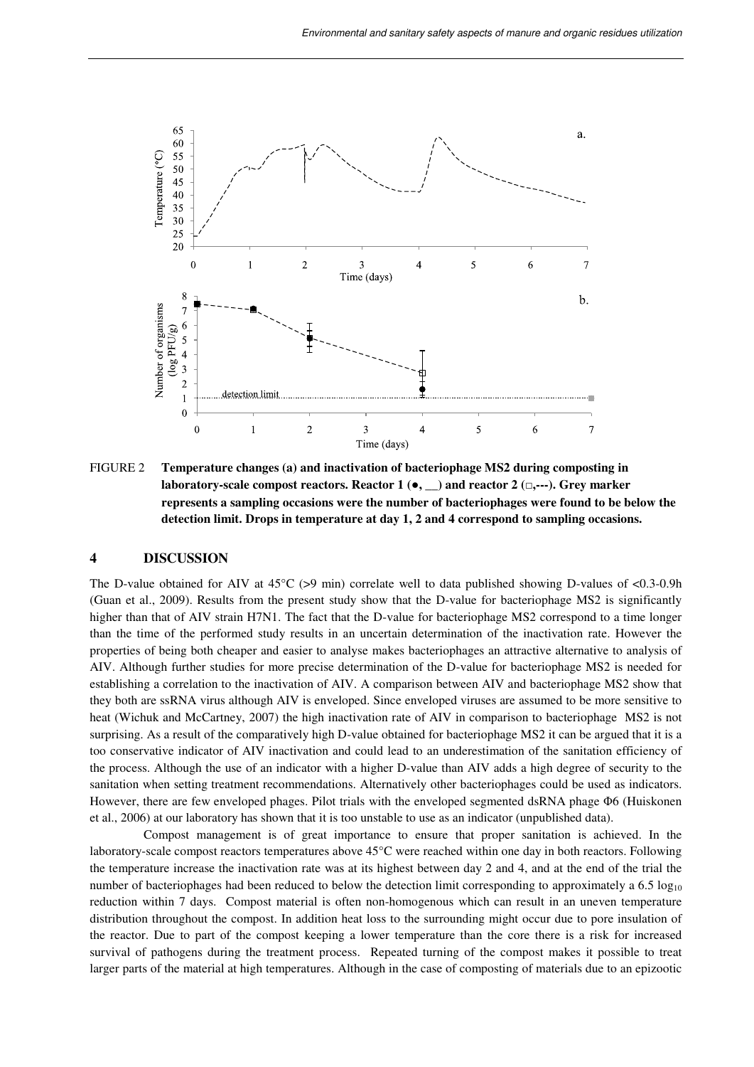FIGURE 2 **Temperature changes (a) and inactivation of bacteriophage MS2 during composting in laboratory-scale compost reactors. Reactor 1 (●, __) and reactor 2 (□,---). Grey marker represents a sampling occasions were the number of bacteriophages were found to be below the detection limit. Drops in temperature at day 1, 2 and 4 correspond to sampling occasions.**

## 4 DISCUSSION

The D-value obtained for AIV at 45°C (>9 min) correlate well to data published showing D-values of <0.3-0.9h (Guan et al., 2009). Results from the present study show that the D-value for bacteriophage MS2 is significantly higher than that of AIV strain H7N1. The fact that the D-value for bacteriophage MS2 correspond to a time longer than the time of the performed study results in an uncertain determination of the inactivation rate. However the properties of being both cheaper and easier to analyse makes bacteriophages an attractive alternative to analysis of AIV. Although further studies for more precise determination of the D-value for bacteriophage MS2 is needed for establishing a correlation to the inactivation of AIV. A comparison between AIV and bacteriophage MS2 show that they both are ssRNA virus although AIV is enveloped. Since enveloped viruses are assumed to be more sensitive to heat (Wichuk and McCartney, 2007) the high inactivation rate of AIV in comparison to bacteriophage MS2 is not surprising. As a result of the comparatively high D-value obtained for bacteriophage MS2 it can be argued that it is a too conservative indicator of AIV inactivation and could lead to an underestimation of the sanitation efficiency of the process. Although the use of an indicator with a higher D-value than AIV adds a high degree of security to the sanitation when setting treatment recommendations. Alternatively other bacteriophages could be used as indicators. However, there are few enveloped phages. Pilot trials with the enveloped segmented dsRNA phage Φ6 (Huiskonen et al., 2006) at our laboratory has shown that it is too unstable to use as an indicator (unpublished data).

Compost management is of great importance to ensure that proper sanitation is achieved. In the laboratory-scale compost reactors temperatures above 45°C were reached within one day in both reactors. Following the temperature increase the inactivation rate was at its highest between day 2 and 4, and at the end of the trial the number of bacteriophages had been reduced to below the detection limit corresponding to approximately a 6.5 $\log_{10}$ reduction within 7 days. Compost material is often non-homogenous which can result in an uneven temperature distribution throughout the compost. In addition heat loss to the surrounding might occur due to pore insulation of the reactor. Due to part of the compost keeping a lower temperature than the core there is a risk for increased survival of pathogens during the treatment process. Repeated turning of the compost makes it possible to treat larger parts of the material at high temperatures. Although in the case of composting of materials due to an epizootic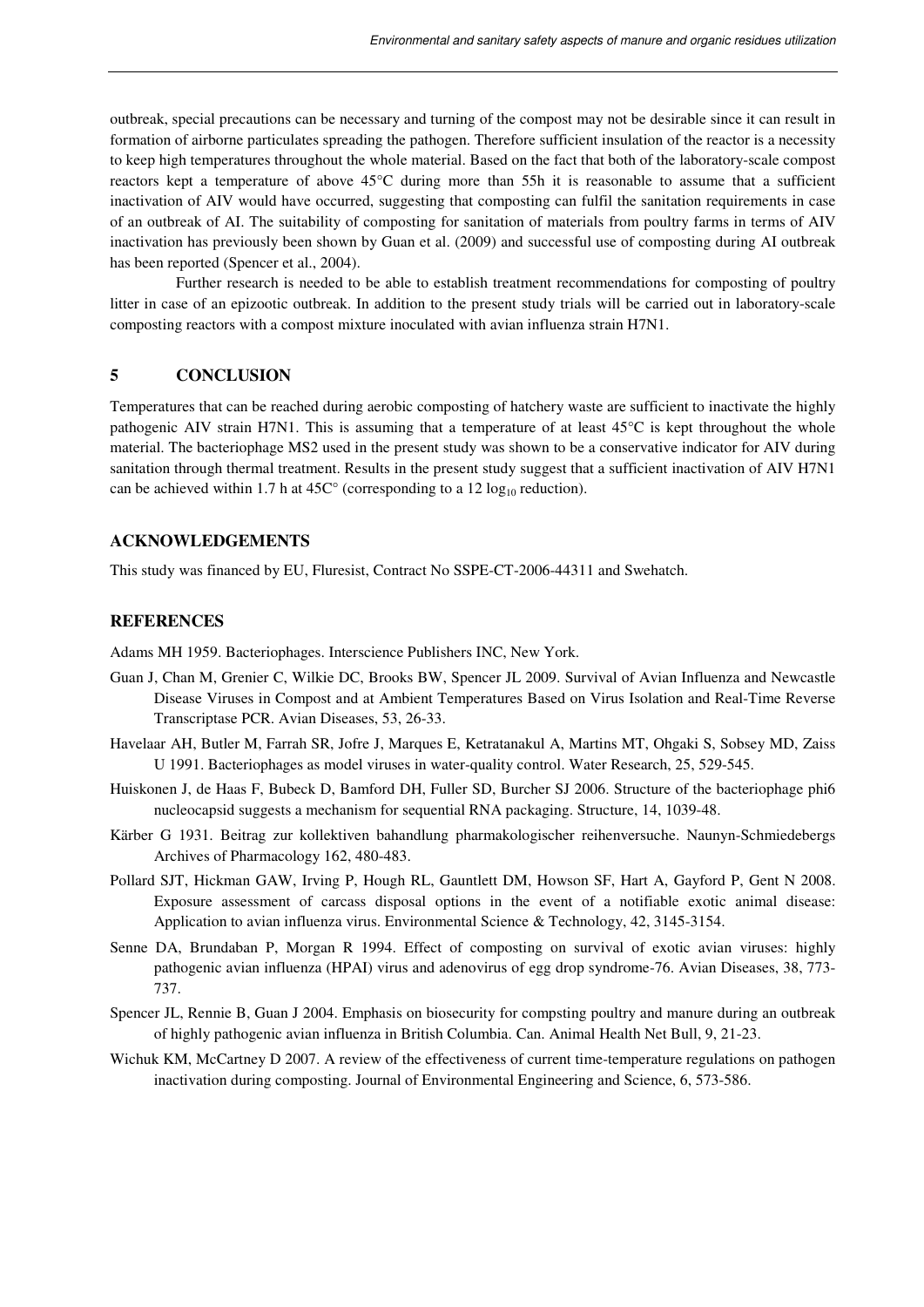outbreak, special precautions can be necessary and turning of the compost may not be desirable since it can result in formation of airborne particulates spreading the pathogen. Therefore sufficient insulation of the reactor is a necessity to keep high temperatures throughout the whole material. Based on the fact that both of the laboratory-scale compost reactors kept a temperature of above 45°C during more than 55h it is reasonable to assume that a sufficient inactivation of AIV would have occurred, suggesting that composting can fulfil the sanitation requirements in case of an outbreak of AI. The suitability of composting for sanitation of materials from poultry farms in terms of AIV inactivation has previously been shown by Guan et al. (2009) and successful use of composting during AI outbreak has been reported (Spencer et al., 2004).

Further research is needed to be able to establish treatment recommendations for composting of poultry litter in case of an epizootic outbreak. In addition to the present study trials will be carried out in laboratory-scale composting reactors with a compost mixture inoculated with avian influenza strain H7N1.

## 5 CONCLUSION

Temperatures that can be reached during aerobic composting of hatchery waste are sufficient to inactivate the highly pathogenic AIV strain H7N1. This is assuming that a temperature of at least 45°C is kept throughout the whole material. The bacteriophage MS2 used in the present study was shown to be a conservative indicator for AIV during sanitation through thermal treatment. Results in the present study suggest that a sufficient inactivation of AIV H7N1 can be achieved within 1.7 h at 45C° (corresponding to a 12 $\log_{10}$ reduction).

## ACKNOWLEDGEMENTS

This study was financed by EU, Fluresist, Contract No SSPE-CT-2006-44311 and Swehatch.

## REFERENCES

Adams MH 1959. Bacteriophages. Interscience Publishers INC, New York.

Guan J, Chan M, Grenier C, Wilkie DC, Brooks BW, Spencer JL 2009. Survival of Avian Influenza and Newcastle Disease Viruses in Compost and at Ambient Temperatures Based on Virus Isolation and Real-Time Reverse Transcriptase PCR. Avian Diseases, 53, 26-33.

Havelaar AH, Butler M, Farrah SR, Jofre J, Marques E, Ketratanakul A, Martins MT, Ohgaki S, Sobsey MD, Zaiss U 1991. Bacteriophages as model viruses in water-quality control. Water Research, 25, 529-545.

Huiskonen J, de Haas F, Bubeck D, Bamford DH, Fuller SD, Burcher SJ 2006. Structure of the bacteriophage phi6 nucleocapsid suggests a mechanism for sequential RNA packaging. Structure, 14, 1039-48.

Kärber G 1931. Beitrag zur kollektiven bahandlung pharmakologischer reihenversuche. Naunyn-Schmiedebergs Archives of Pharmacology 162, 480-483.

Pollard SJT, Hickman GAW, Irving P, Hough RL, Gauntlett DM, Howson SF, Hart A, Gayford P, Gent N 2008. Exposure assessment of carcass disposal options in the event of a notifiable exotic animal disease: Application to avian influenza virus. Environmental Science & Technology, 42, 3145-3154.

Senne DA, Brundaban P, Morgan R 1994. Effect of composting on survival of exotic avian viruses: highly pathogenic avian influenza (HPAI) virus and adenovirus of egg drop syndrome-76. Avian Diseases, 38, 773-737.

Spencer JL, Rennie B, Guan J 2004. Emphasis on biosecurity for compsting poultry and manure during an outbreak of highly pathogenic avian influenza in British Columbia. Can. Animal Health Net Bull, 9, 21-23.

Wichuk KM, McCartney D 2007. A review of the effectiveness of current time-temperature regulations on pathogen inactivation during composting. Journal of Environmental Engineering and Science, 6, 573-586.